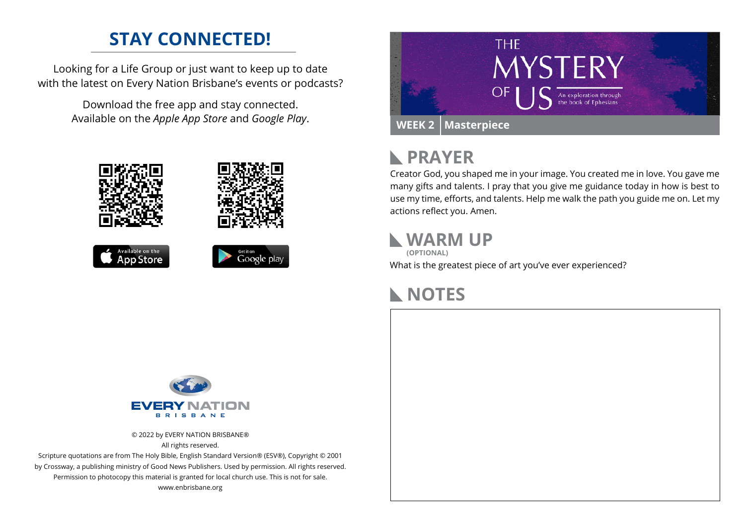## STAY CONNECTED!

Looking for a Life Group or just want to keep up to date with the latest on Every Nation Brisbane's events or podcasts?

Download the free app and stay connected. Available on the *Apple App Store* and *Google Play*.

© 2022 by EVERY NATION BRISBANE®
All rights reserved.
Scripture quotations are from The Holy Bible, English Standard Version® (ESV®), Copyright © 2001 by Crossway, a publishing ministry of Good News Publishers. Used by permission. All rights reserved.
Permission to photocopy this material is granted for local church use. This is not for sale.
www.enbrisbane.org

# THE MYSTERY OF US

An exploration through the book of Ephesians

**WEEK 2 | Masterpiece**

## PRAYER

Creator God, you shaped me in your image. You created me in love. You gave me many gifts and talents. I pray that you give me guidance today in how is best to use my time, efforts, and talents. Help me walk the path you guide me on. Let my actions reflect you. Amen.

## WARM UP

**(OPTIONAL)**

What is the greatest piece of art you've ever experienced?

## NOTES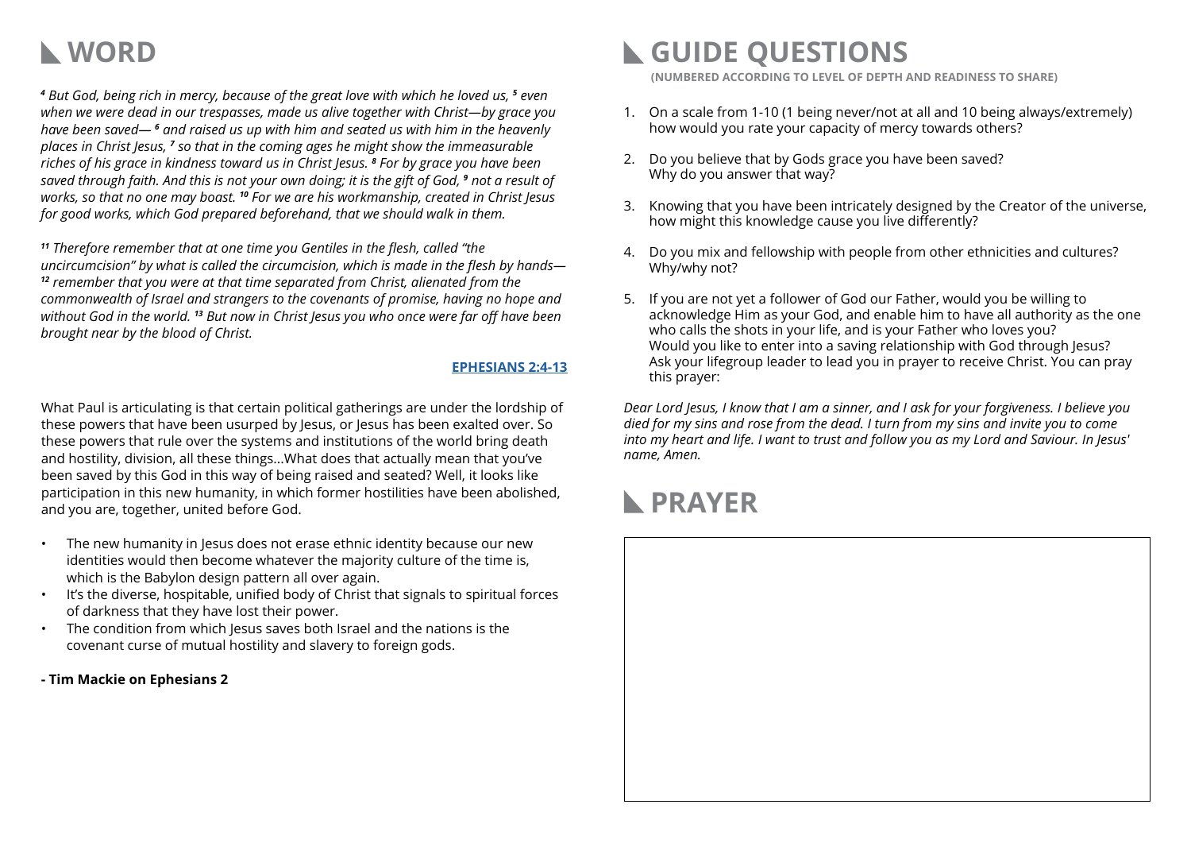# WORD

*[4] But God, being rich in mercy, because of the great love with which he loved us, [5] even when we were dead in our trespasses, made us alive together with Christ—by grace you have been saved— [6] and raised us up with him and seated us with him in the heavenly places in Christ Jesus, [7] so that in the coming ages he might show the immeasurable riches of his grace in kindness toward us in Christ Jesus. [8] For by grace you have been saved through faith. And this is not your own doing; it is the gift of God, [9] not a result of works, so that no one may boast. [10] For we are his workmanship, created in Christ Jesus for good works, which God prepared beforehand, that we should walk in them.*

*[11] Therefore remember that at one time you Gentiles in the flesh, called "the uncircumcision" by what is called the circumcision, which is made in the flesh by hands— [12] remember that you were at that time separated from Christ, alienated from the commonwealth of Israel and strangers to the covenants of promise, having no hope and without God in the world. [13] But now in Christ Jesus you who once were far off have been brought near by the blood of Christ.*

**EPHESIANS 2:4-13**

What Paul is articulating is that certain political gatherings are under the lordship of these powers that have been usurped by Jesus, or Jesus has been exalted over. So these powers that rule over the systems and institutions of the world bring death and hostility, division, all these things...What does that actually mean that you've been saved by this God in this way of being raised and seated? Well, it looks like participation in this new humanity, in which former hostilities have been abolished, and you are, together, united before God.

- The new humanity in Jesus does not erase ethnic identity because our new identities would then become whatever the majority culture of the time is, which is the Babylon design pattern all over again.
- It's the diverse, hospitable, unified body of Christ that signals to spiritual forces of darkness that they have lost their power.
- The condition from which Jesus saves both Israel and the nations is the covenant curse of mutual hostility and slavery to foreign gods.

**- Tim Mackie on Ephesians 2**

# GUIDE QUESTIONS

**(NUMBERED ACCORDING TO LEVEL OF DEPTH AND READINESS TO SHARE)**

1. On a scale from 1-10 (1 being never/not at all and 10 being always/extremely) how would you rate your capacity of mercy towards others?
2. Do you believe that by Gods grace you have been saved?
   Why do you answer that way?
3. Knowing that you have been intricately designed by the Creator of the universe, how might this knowledge cause you live differently?
4. Do you mix and fellowship with people from other ethnicities and cultures? Why/why not?
5. If you are not yet a follower of God our Father, would you be willing to acknowledge Him as your God, and enable him to have all authority as the one who calls the shots in your life, and is your Father who loves you?
   Would you like to enter into a saving relationship with God through Jesus? Ask your lifegroup leader to lead you in prayer to receive Christ. You can pray this prayer:

*Dear Lord Jesus, I know that I am a sinner, and I ask for your forgiveness. I believe you died for my sins and rose from the dead. I turn from my sins and invite you to come into my heart and life. I want to trust and follow you as my Lord and Saviour. In Jesus' name, Amen.*

# PRAYER